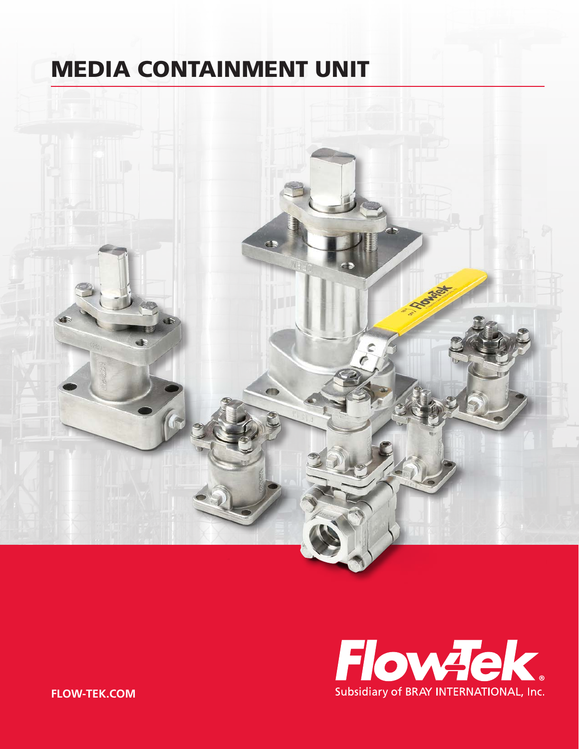# MEDIA CONTAINMENT UNIT

Flow-Tek®

Subsidiary of BRAY INTERNATIONAL, Inc.

FLOW-TEK.COM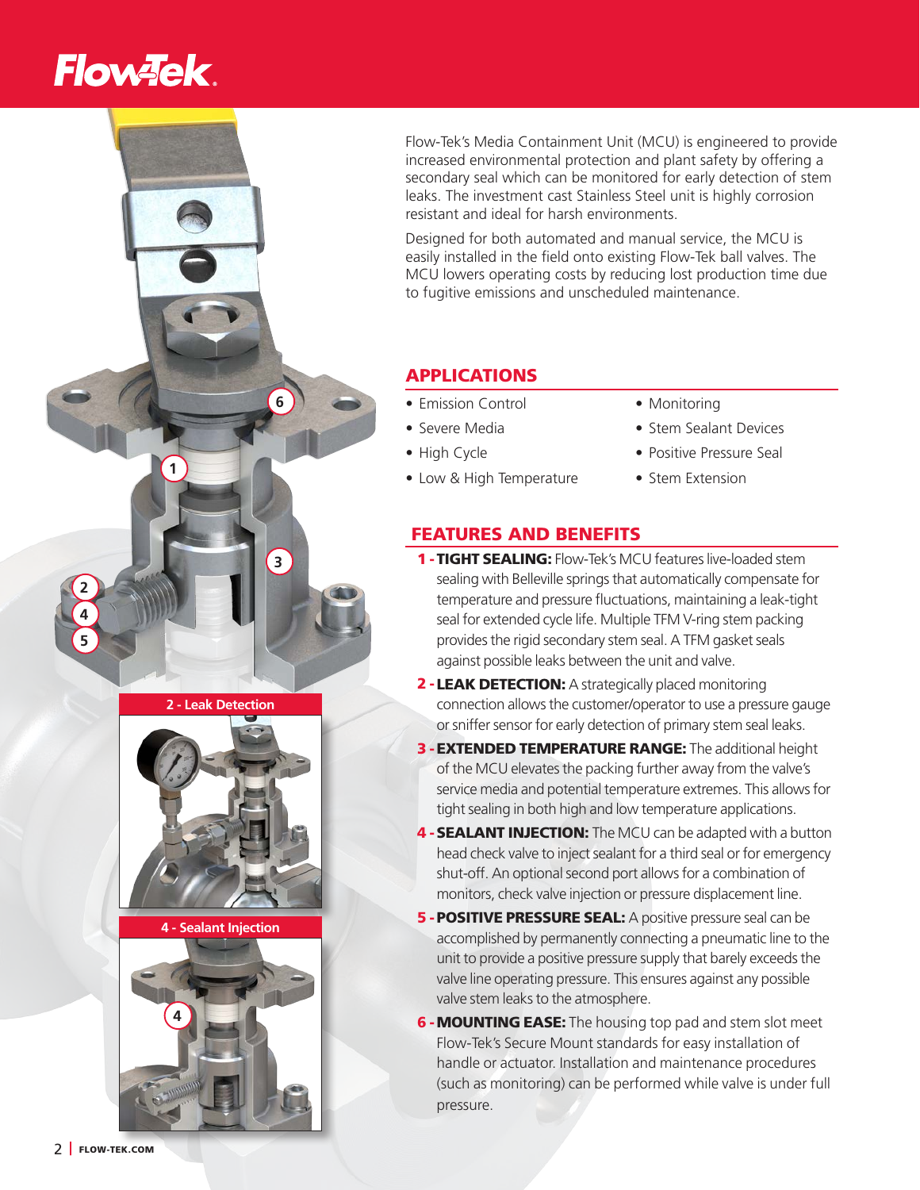Flow-Tek's Media Containment Unit (MCU) is engineered to provide increased environmental protection and plant safety by offering a secondary seal which can be monitored for early detection of stem leaks. The investment cast Stainless Steel unit is highly corrosion resistant and ideal for harsh environments.

Designed for both automated and manual service, the MCU is easily installed in the field onto existing Flow-Tek ball valves. The MCU lowers operating costs by reducing lost production time due to fugitive emissions and unscheduled maintenance.

## APPLICATIONS

- Emission Control
- Severe Media
- High Cycle
- Low & High Temperature
- Monitoring
- Stem Sealant Devices
- Positive Pressure Seal
- Stem Extension

## FEATURES AND BENEFITS

1 - **TIGHT SEALING:** Flow-Tek's MCU features live-loaded stem sealing with Belleville springs that automatically compensate for temperature and pressure fluctuations, maintaining a leak-tight seal for extended cycle life. Multiple TFM V-ring stem packing provides the rigid secondary stem seal. A TFM gasket seals against possible leaks between the unit and valve.

2 - **LEAK DETECTION:** A strategically placed monitoring connection allows the customer/operator to use a pressure gauge or sniffer sensor for early detection of primary stem seal leaks.

3 - **EXTENDED TEMPERATURE RANGE:** The additional height of the MCU elevates the packing further away from the valve's service media and potential temperature extremes. This allows for tight sealing in both high and low temperature applications.

4 - **SEALANT INJECTION:** The MCU can be adapted with a button head check valve to inject sealant for a third seal or for emergency shut-off. An optional second port allows for a combination of monitors, check valve injection or pressure displacement line.

5 - **POSITIVE PRESSURE SEAL:** A positive pressure seal can be accomplished by permanently connecting a pneumatic line to the unit to provide a positive pressure supply that barely exceeds the valve line operating pressure. This ensures against any possible valve stem leaks to the atmosphere.

6 - **MOUNTING EASE:** The housing top pad and stem slot meet Flow-Tek's Secure Mount standards for easy installation of handle or actuator. Installation and maintenance procedures (such as monitoring) can be performed while valve is under full pressure.

2 - Leak Detection

4 - Sealant Injection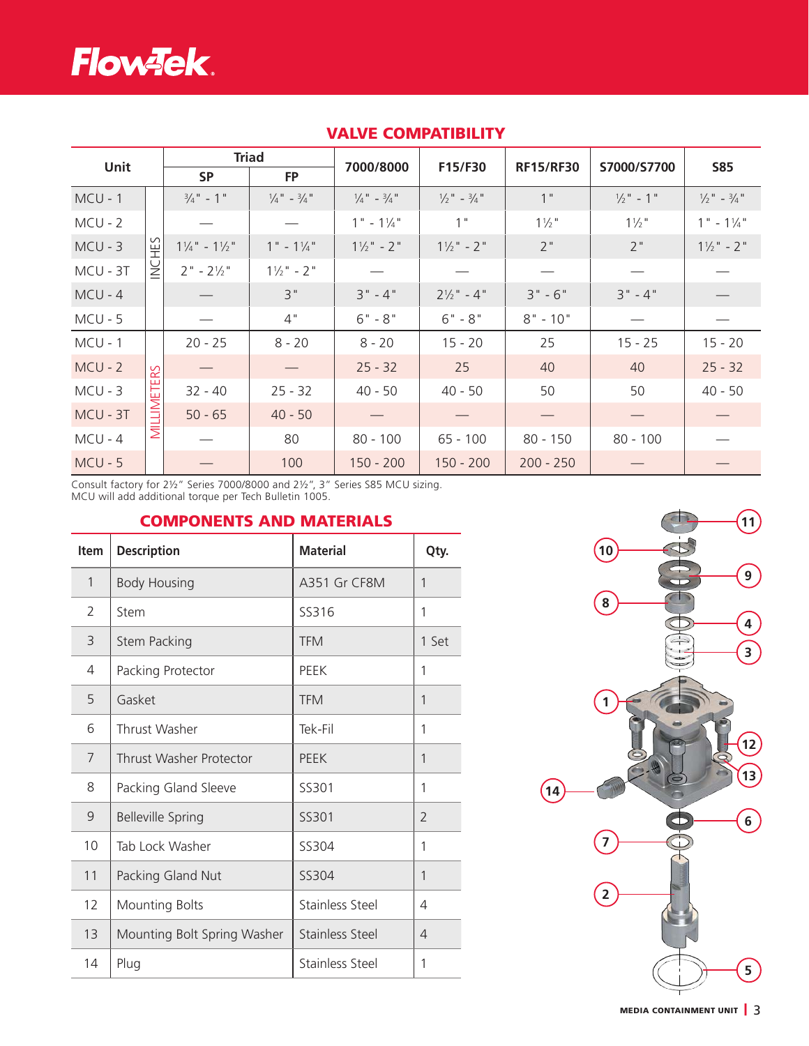## VALVE COMPATIBILITY

| Unit | | Triad SP | Triad FP | 7000/8000 | F15/F30 | RF15/RF30 | S7000/S7700 | S85 |
|---|---|---|---|---|---|---|---|---|
| MCU - 1 | INCHES | ¾" - 1" | ¼" - ¾" | ¼" - ¾" | ½" - ¾" | 1" | ½" - 1" | ½" - ¾" |
| MCU - 2 | INCHES | — | — | 1" - 1¼" | 1" | 1½" | 1½" | 1" - 1¼" |
| MCU - 3 | INCHES | 1¼" - 1½" | 1" - 1¼" | 1½" - 2" | 1½" - 2" | 2" | 2" | 1½" - 2" |
| MCU - 3T | INCHES | 2" - 2½" | 1½" - 2" | — | — | — | — | — |
| MCU - 4 | INCHES | — | 3" | 3" - 4" | 2½" - 4" | 3" - 6" | 3" - 4" | — |
| MCU - 5 | INCHES | — | 4" | 6" - 8" | 6" - 8" | 8" - 10" | — | — |
| MCU - 1 | MILLIMETERS | 20 - 25 | 8 - 20 | 8 - 20 | 15 - 20 | 25 | 15 - 25 | 15 - 20 |
| MCU - 2 | MILLIMETERS | — | — | 25 - 32 | 25 | 40 | 40 | 25 - 32 |
| MCU - 3 | MILLIMETERS | 32 - 40 | 25 - 32 | 40 - 50 | 40 - 50 | 50 | 50 | 40 - 50 |
| MCU - 3T | MILLIMETERS | 50 - 65 | 40 - 50 | — | — | — | — | — |
| MCU - 4 | MILLIMETERS | — | 80 | 80 - 100 | 65 - 100 | 80 - 150 | 80 - 100 | — |
| MCU - 5 | MILLIMETERS | — | 100 | 150 - 200 | 150 - 200 | 200 - 250 | — | — |

Consult factory for 2½" Series 7000/8000 and 2½", 3" Series S85 MCU sizing.
MCU will add additional torque per Tech Bulletin 1005.

## COMPONENTS AND MATERIALS

| Item | Description | Material | Qty. |
|---|---|---|---|
| 1 | Body Housing | A351 Gr CF8M | 1 |
| 2 | Stem | SS316 | 1 |
| 3 | Stem Packing | TFM | 1 Set |
| 4 | Packing Protector | PEEK | 1 |
| 5 | Gasket | TFM | 1 |
| 6 | Thrust Washer | Tek-Fil | 1 |
| 7 | Thrust Washer Protector | PEEK | 1 |
| 8 | Packing Gland Sleeve | SS301 | 1 |
| 9 | Belleville Spring | SS301 | 2 |
| 10 | Tab Lock Washer | SS304 | 1 |
| 11 | Packing Gland Nut | SS304 | 1 |
| 12 | Mounting Bolts | Stainless Steel | 4 |
| 13 | Mounting Bolt Spring Washer | Stainless Steel | 4 |
| 14 | Plug | Stainless Steel | 1 |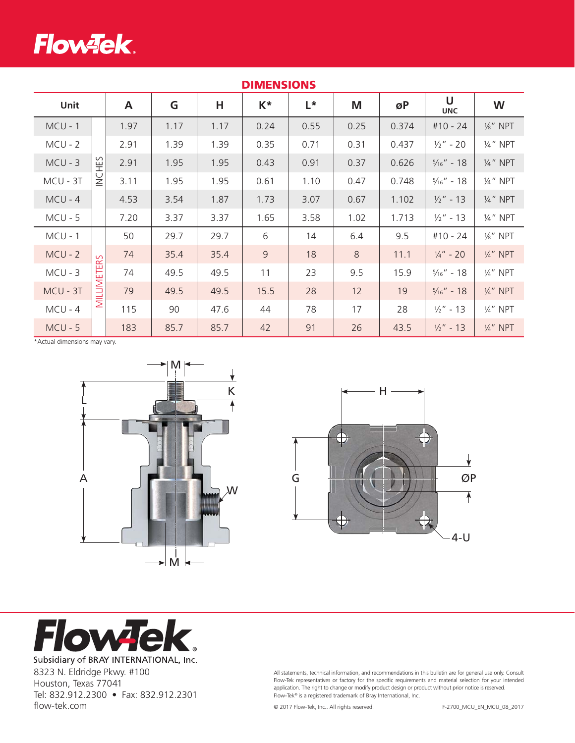## DIMENSIONS

| Unit | | A | G | H | K* | L* | M | øP | U UNC | W |
|---|---|---|---|---|---|---|---|---|---|---|
| MCU - 1 | INCHES | 1.97 | 1.17 | 1.17 | 0.24 | 0.55 | 0.25 | 0.374 | #10 - 24 | ⅛" NPT |
| MCU - 2 | | 2.91 | 1.39 | 1.39 | 0.35 | 0.71 | 0.31 | 0.437 | ½" - 20 | ¼" NPT |
| MCU - 3 | | 2.91 | 1.95 | 1.95 | 0.43 | 0.91 | 0.37 | 0.626 | 5/16" - 18 | ¼" NPT |
| MCU - 3T | | 3.11 | 1.95 | 1.95 | 0.61 | 1.10 | 0.47 | 0.748 | 5/16" - 18 | ¼" NPT |
| MCU - 4 | | 4.53 | 3.54 | 1.87 | 1.73 | 3.07 | 0.67 | 1.102 | ½" - 13 | ¼" NPT |
| MCU - 5 | | 7.20 | 3.37 | 3.37 | 1.65 | 3.58 | 1.02 | 1.713 | ½" - 13 | ¼" NPT |
| MCU - 1 | MILLIMETERS | 50 | 29.7 | 29.7 | 6 | 14 | 6.4 | 9.5 | #10 - 24 | ⅛" NPT |
| MCU - 2 | | 74 | 35.4 | 35.4 | 9 | 18 | 8 | 11.1 | ¼" - 20 | ¼" NPT |
| MCU - 3 | | 74 | 49.5 | 49.5 | 11 | 23 | 9.5 | 15.9 | 5/16" - 18 | ¼" NPT |
| MCU - 3T | | 79 | 49.5 | 49.5 | 15.5 | 28 | 12 | 19 | 5/16" - 18 | ¼" NPT |
| MCU - 4 | | 115 | 90 | 47.6 | 44 | 78 | 17 | 28 | ½" - 13 | ¼" NPT |
| MCU - 5 | | 183 | 85.7 | 85.7 | 42 | 91 | 26 | 43.5 | ½" - 13 | ¼" NPT |

*Actual dimensions may vary.

M
K
L
A
W
M

H
G
ØP
4-U

**Flow-Tek**
Subsidiary of BRAY INTERNATIONAL, Inc.
8323 N. Eldridge Pkwy. #100
Houston, Texas 77041
Tel: 832.912.2300 • Fax: 832.912.2301
flow-tek.com

All statements, technical information, and recommendations in this bulletin are for general use only. Consult Flow-Tek representatives or factory for the specific requirements and material selection for your intended application. The right to change or modify product design or product without prior notice is reserved. Flow-Tek® is a registered trademark of Bray International, Inc.

© 2017 Flow-Tek, Inc.. All rights reserved.

F-2700_MCU_EN_MCU_08_2017